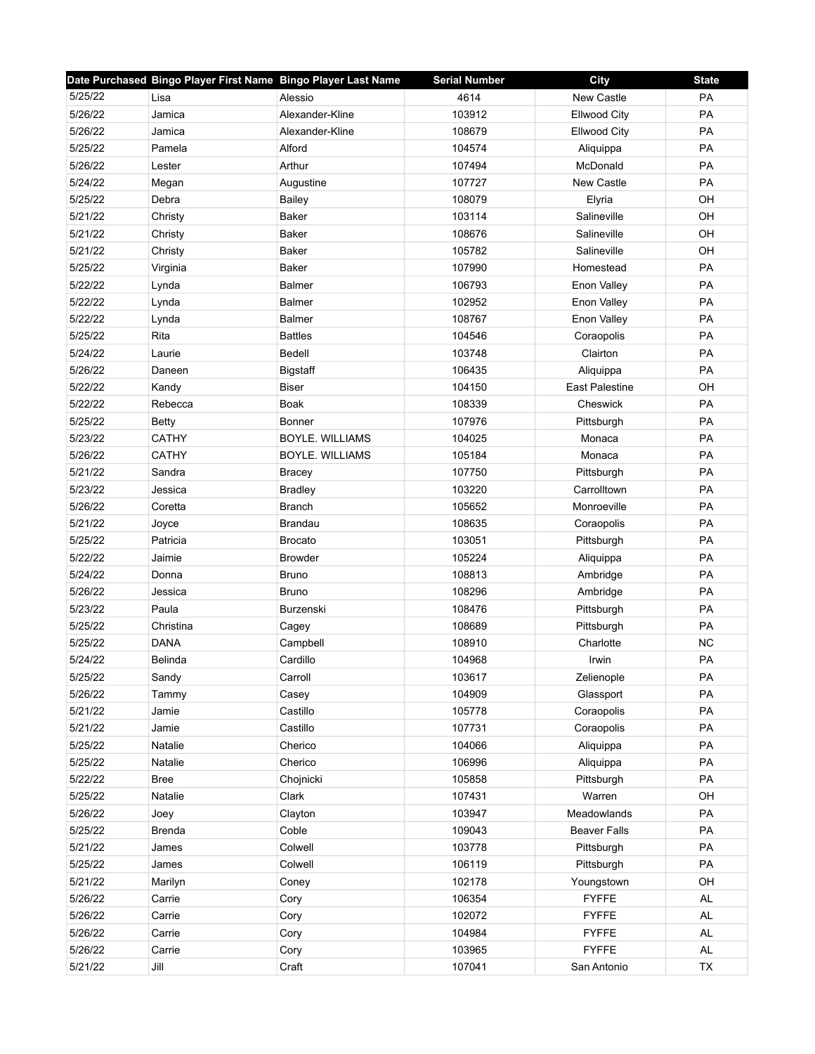| Date Purchased | Bingo Player First Name | Bingo Player Last Name | Serial Number | City | State |
|---|---|---|---|---|---|
| 5/25/22 | Lisa | Alessio | 4614 | New Castle | PA |
| 5/26/22 | Jamica | Alexander-Kline | 103912 | Ellwood City | PA |
| 5/26/22 | Jamica | Alexander-Kline | 108679 | Ellwood City | PA |
| 5/25/22 | Pamela | Alford | 104574 | Aliquippa | PA |
| 5/26/22 | Lester | Arthur | 107494 | McDonald | PA |
| 5/24/22 | Megan | Augustine | 107727 | New Castle | PA |
| 5/25/22 | Debra | Bailey | 108079 | Elyria | OH |
| 5/21/22 | Christy | Baker | 103114 | Salineville | OH |
| 5/21/22 | Christy | Baker | 108676 | Salineville | OH |
| 5/21/22 | Christy | Baker | 105782 | Salineville | OH |
| 5/25/22 | Virginia | Baker | 107990 | Homestead | PA |
| 5/22/22 | Lynda | Balmer | 106793 | Enon Valley | PA |
| 5/22/22 | Lynda | Balmer | 102952 | Enon Valley | PA |
| 5/22/22 | Lynda | Balmer | 108767 | Enon Valley | PA |
| 5/25/22 | Rita | Battles | 104546 | Coraopolis | PA |
| 5/24/22 | Laurie | Bedell | 103748 | Clairton | PA |
| 5/26/22 | Daneen | Bigstaff | 106435 | Aliquippa | PA |
| 5/22/22 | Kandy | Biser | 104150 | East Palestine | OH |
| 5/22/22 | Rebecca | Boak | 108339 | Cheswick | PA |
| 5/25/22 | Betty | Bonner | 107976 | Pittsburgh | PA |
| 5/23/22 | CATHY | BOYLE. WILLIAMS | 104025 | Monaca | PA |
| 5/26/22 | CATHY | BOYLE. WILLIAMS | 105184 | Monaca | PA |
| 5/21/22 | Sandra | Bracey | 107750 | Pittsburgh | PA |
| 5/23/22 | Jessica | Bradley | 103220 | Carrolltown | PA |
| 5/26/22 | Coretta | Branch | 105652 | Monroeville | PA |
| 5/21/22 | Joyce | Brandau | 108635 | Coraopolis | PA |
| 5/25/22 | Patricia | Brocato | 103051 | Pittsburgh | PA |
| 5/22/22 | Jaimie | Browder | 105224 | Aliquippa | PA |
| 5/24/22 | Donna | Bruno | 108813 | Ambridge | PA |
| 5/26/22 | Jessica | Bruno | 108296 | Ambridge | PA |
| 5/23/22 | Paula | Burzenski | 108476 | Pittsburgh | PA |
| 5/25/22 | Christina | Cagey | 108689 | Pittsburgh | PA |
| 5/25/22 | DANA | Campbell | 108910 | Charlotte | NC |
| 5/24/22 | Belinda | Cardillo | 104968 | Irwin | PA |
| 5/25/22 | Sandy | Carroll | 103617 | Zelienople | PA |
| 5/26/22 | Tammy | Casey | 104909 | Glassport | PA |
| 5/21/22 | Jamie | Castillo | 105778 | Coraopolis | PA |
| 5/21/22 | Jamie | Castillo | 107731 | Coraopolis | PA |
| 5/25/22 | Natalie | Cherico | 104066 | Aliquippa | PA |
| 5/25/22 | Natalie | Cherico | 106996 | Aliquippa | PA |
| 5/22/22 | Bree | Chojnicki | 105858 | Pittsburgh | PA |
| 5/25/22 | Natalie | Clark | 107431 | Warren | OH |
| 5/26/22 | Joey | Clayton | 103947 | Meadowlands | PA |
| 5/25/22 | Brenda | Coble | 109043 | Beaver Falls | PA |
| 5/21/22 | James | Colwell | 103778 | Pittsburgh | PA |
| 5/25/22 | James | Colwell | 106119 | Pittsburgh | PA |
| 5/21/22 | Marilyn | Coney | 102178 | Youngstown | OH |
| 5/26/22 | Carrie | Cory | 106354 | FYFFE | AL |
| 5/26/22 | Carrie | Cory | 102072 | FYFFE | AL |
| 5/26/22 | Carrie | Cory | 104984 | FYFFE | AL |
| 5/26/22 | Carrie | Cory | 103965 | FYFFE | AL |
| 5/21/22 | Jill | Craft | 107041 | San Antonio | TX |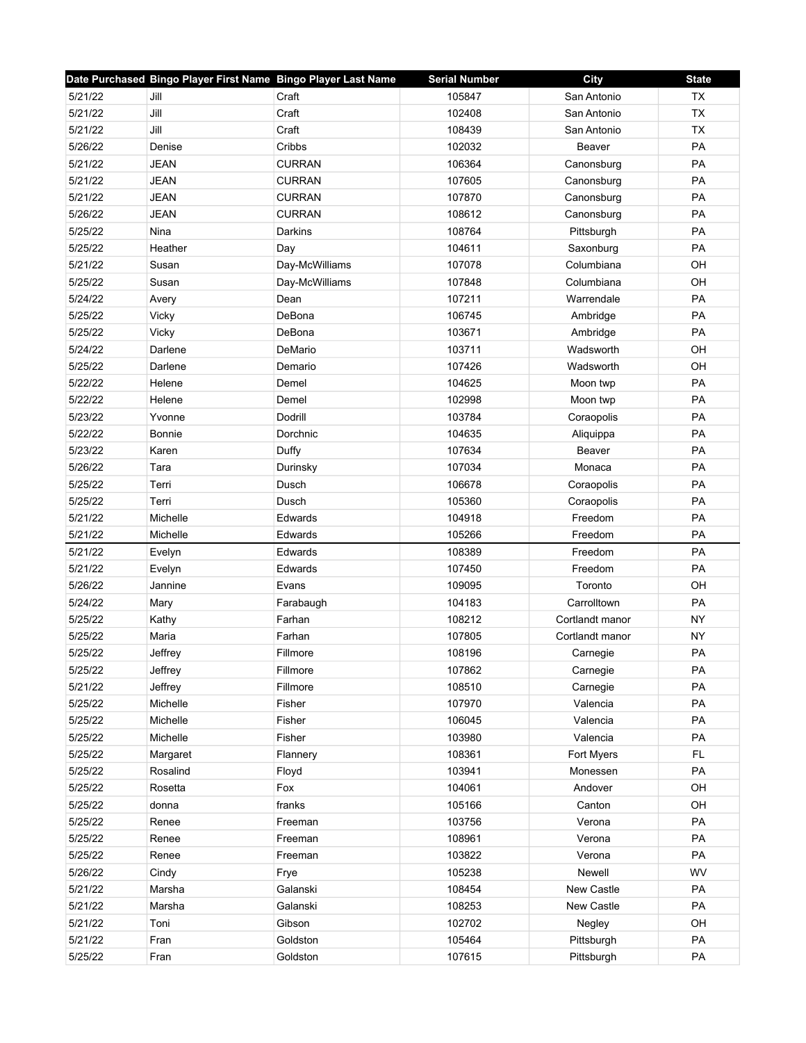| Date Purchased | Bingo Player First Name | Bingo Player Last Name | Serial Number | City | State |
|---|---|---|---|---|---|
| 5/21/22 | Jill | Craft | 105847 | San Antonio | TX |
| 5/21/22 | Jill | Craft | 102408 | San Antonio | TX |
| 5/21/22 | Jill | Craft | 108439 | San Antonio | TX |
| 5/26/22 | Denise | Cribbs | 102032 | Beaver | PA |
| 5/21/22 | JEAN | CURRAN | 106364 | Canonsburg | PA |
| 5/21/22 | JEAN | CURRAN | 107605 | Canonsburg | PA |
| 5/21/22 | JEAN | CURRAN | 107870 | Canonsburg | PA |
| 5/26/22 | JEAN | CURRAN | 108612 | Canonsburg | PA |
| 5/25/22 | Nina | Darkins | 108764 | Pittsburgh | PA |
| 5/25/22 | Heather | Day | 104611 | Saxonburg | PA |
| 5/21/22 | Susan | Day-McWilliams | 107078 | Columbiana | OH |
| 5/25/22 | Susan | Day-McWilliams | 107848 | Columbiana | OH |
| 5/24/22 | Avery | Dean | 107211 | Warrendale | PA |
| 5/25/22 | Vicky | DeBona | 106745 | Ambridge | PA |
| 5/25/22 | Vicky | DeBona | 103671 | Ambridge | PA |
| 5/24/22 | Darlene | DeMario | 103711 | Wadsworth | OH |
| 5/25/22 | Darlene | Demario | 107426 | Wadsworth | OH |
| 5/22/22 | Helene | Demel | 104625 | Moon twp | PA |
| 5/22/22 | Helene | Demel | 102998 | Moon twp | PA |
| 5/23/22 | Yvonne | Dodrill | 103784 | Coraopolis | PA |
| 5/22/22 | Bonnie | Dorchnic | 104635 | Aliquippa | PA |
| 5/23/22 | Karen | Duffy | 107634 | Beaver | PA |
| 5/26/22 | Tara | Durinsky | 107034 | Monaca | PA |
| 5/25/22 | Terri | Dusch | 106678 | Coraopolis | PA |
| 5/25/22 | Terri | Dusch | 105360 | Coraopolis | PA |
| 5/21/22 | Michelle | Edwards | 104918 | Freedom | PA |
| 5/21/22 | Michelle | Edwards | 105266 | Freedom | PA |
| 5/21/22 | Evelyn | Edwards | 108389 | Freedom | PA |
| 5/21/22 | Evelyn | Edwards | 107450 | Freedom | PA |
| 5/26/22 | Jannine | Evans | 109095 | Toronto | OH |
| 5/24/22 | Mary | Farabaugh | 104183 | Carrolltown | PA |
| 5/25/22 | Kathy | Farhan | 108212 | Cortlandt manor | NY |
| 5/25/22 | Maria | Farhan | 107805 | Cortlandt manor | NY |
| 5/25/22 | Jeffrey | Fillmore | 108196 | Carnegie | PA |
| 5/25/22 | Jeffrey | Fillmore | 107862 | Carnegie | PA |
| 5/21/22 | Jeffrey | Fillmore | 108510 | Carnegie | PA |
| 5/25/22 | Michelle | Fisher | 107970 | Valencia | PA |
| 5/25/22 | Michelle | Fisher | 106045 | Valencia | PA |
| 5/25/22 | Michelle | Fisher | 103980 | Valencia | PA |
| 5/25/22 | Margaret | Flannery | 108361 | Fort Myers | FL |
| 5/25/22 | Rosalind | Floyd | 103941 | Monessen | PA |
| 5/25/22 | Rosetta | Fox | 104061 | Andover | OH |
| 5/25/22 | donna | franks | 105166 | Canton | OH |
| 5/25/22 | Renee | Freeman | 103756 | Verona | PA |
| 5/25/22 | Renee | Freeman | 108961 | Verona | PA |
| 5/25/22 | Renee | Freeman | 103822 | Verona | PA |
| 5/26/22 | Cindy | Frye | 105238 | Newell | WV |
| 5/21/22 | Marsha | Galanski | 108454 | New Castle | PA |
| 5/21/22 | Marsha | Galanski | 108253 | New Castle | PA |
| 5/21/22 | Toni | Gibson | 102702 | Negley | OH |
| 5/21/22 | Fran | Goldston | 105464 | Pittsburgh | PA |
| 5/25/22 | Fran | Goldston | 107615 | Pittsburgh | PA |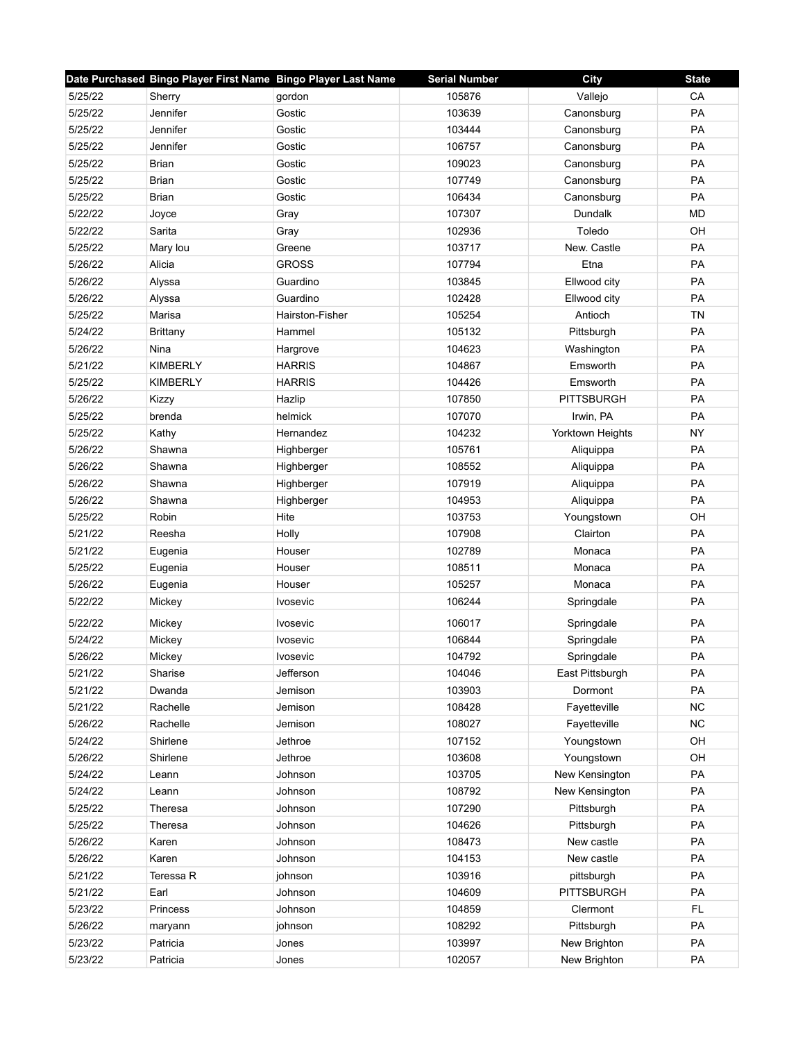| Date Purchased | Bingo Player First Name | Bingo Player Last Name | Serial Number | City | State |
|---|---|---|---|---|---|
| 5/25/22 | Sherry | gordon | 105876 | Vallejo | CA |
| 5/25/22 | Jennifer | Gostic | 103639 | Canonsburg | PA |
| 5/25/22 | Jennifer | Gostic | 103444 | Canonsburg | PA |
| 5/25/22 | Jennifer | Gostic | 106757 | Canonsburg | PA |
| 5/25/22 | Brian | Gostic | 109023 | Canonsburg | PA |
| 5/25/22 | Brian | Gostic | 107749 | Canonsburg | PA |
| 5/25/22 | Brian | Gostic | 106434 | Canonsburg | PA |
| 5/22/22 | Joyce | Gray | 107307 | Dundalk | MD |
| 5/22/22 | Sarita | Gray | 102936 | Toledo | OH |
| 5/25/22 | Mary lou | Greene | 103717 | New. Castle | PA |
| 5/26/22 | Alicia | GROSS | 107794 | Etna | PA |
| 5/26/22 | Alyssa | Guardino | 103845 | Ellwood city | PA |
| 5/26/22 | Alyssa | Guardino | 102428 | Ellwood city | PA |
| 5/25/22 | Marisa | Hairston-Fisher | 105254 | Antioch | TN |
| 5/24/22 | Brittany | Hammel | 105132 | Pittsburgh | PA |
| 5/26/22 | Nina | Hargrove | 104623 | Washington | PA |
| 5/21/22 | KIMBERLY | HARRIS | 104867 | Emsworth | PA |
| 5/25/22 | KIMBERLY | HARRIS | 104426 | Emsworth | PA |
| 5/26/22 | Kizzy | Hazlip | 107850 | PITTSBURGH | PA |
| 5/25/22 | brenda | helmick | 107070 | Irwin, PA | PA |
| 5/25/22 | Kathy | Hernandez | 104232 | Yorktown Heights | NY |
| 5/26/22 | Shawna | Highberger | 105761 | Aliquippa | PA |
| 5/26/22 | Shawna | Highberger | 108552 | Aliquippa | PA |
| 5/26/22 | Shawna | Highberger | 107919 | Aliquippa | PA |
| 5/26/22 | Shawna | Highberger | 104953 | Aliquippa | PA |
| 5/25/22 | Robin | Hite | 103753 | Youngstown | OH |
| 5/21/22 | Reesha | Holly | 107908 | Clairton | PA |
| 5/21/22 | Eugenia | Houser | 102789 | Monaca | PA |
| 5/25/22 | Eugenia | Houser | 108511 | Monaca | PA |
| 5/26/22 | Eugenia | Houser | 105257 | Monaca | PA |
| 5/22/22 | Mickey | Ivosevic | 106244 | Springdale | PA |
| 5/22/22 | Mickey | Ivosevic | 106017 | Springdale | PA |
| 5/24/22 | Mickey | Ivosevic | 106844 | Springdale | PA |
| 5/26/22 | Mickey | Ivosevic | 104792 | Springdale | PA |
| 5/21/22 | Sharise | Jefferson | 104046 | East Pittsburgh | PA |
| 5/21/22 | Dwanda | Jemison | 103903 | Dormont | PA |
| 5/21/22 | Rachelle | Jemison | 108428 | Fayetteville | NC |
| 5/26/22 | Rachelle | Jemison | 108027 | Fayetteville | NC |
| 5/24/22 | Shirlene | Jethroe | 107152 | Youngstown | OH |
| 5/26/22 | Shirlene | Jethroe | 103608 | Youngstown | OH |
| 5/24/22 | Leann | Johnson | 103705 | New Kensington | PA |
| 5/24/22 | Leann | Johnson | 108792 | New Kensington | PA |
| 5/25/22 | Theresa | Johnson | 107290 | Pittsburgh | PA |
| 5/25/22 | Theresa | Johnson | 104626 | Pittsburgh | PA |
| 5/26/22 | Karen | Johnson | 108473 | New castle | PA |
| 5/26/22 | Karen | Johnson | 104153 | New castle | PA |
| 5/21/22 | Teressa R | johnson | 103916 | pittsburgh | PA |
| 5/21/22 | Earl | Johnson | 104609 | PITTSBURGH | PA |
| 5/23/22 | Princess | Johnson | 104859 | Clermont | FL |
| 5/26/22 | maryann | johnson | 108292 | Pittsburgh | PA |
| 5/23/22 | Patricia | Jones | 103997 | New Brighton | PA |
| 5/23/22 | Patricia | Jones | 102057 | New Brighton | PA |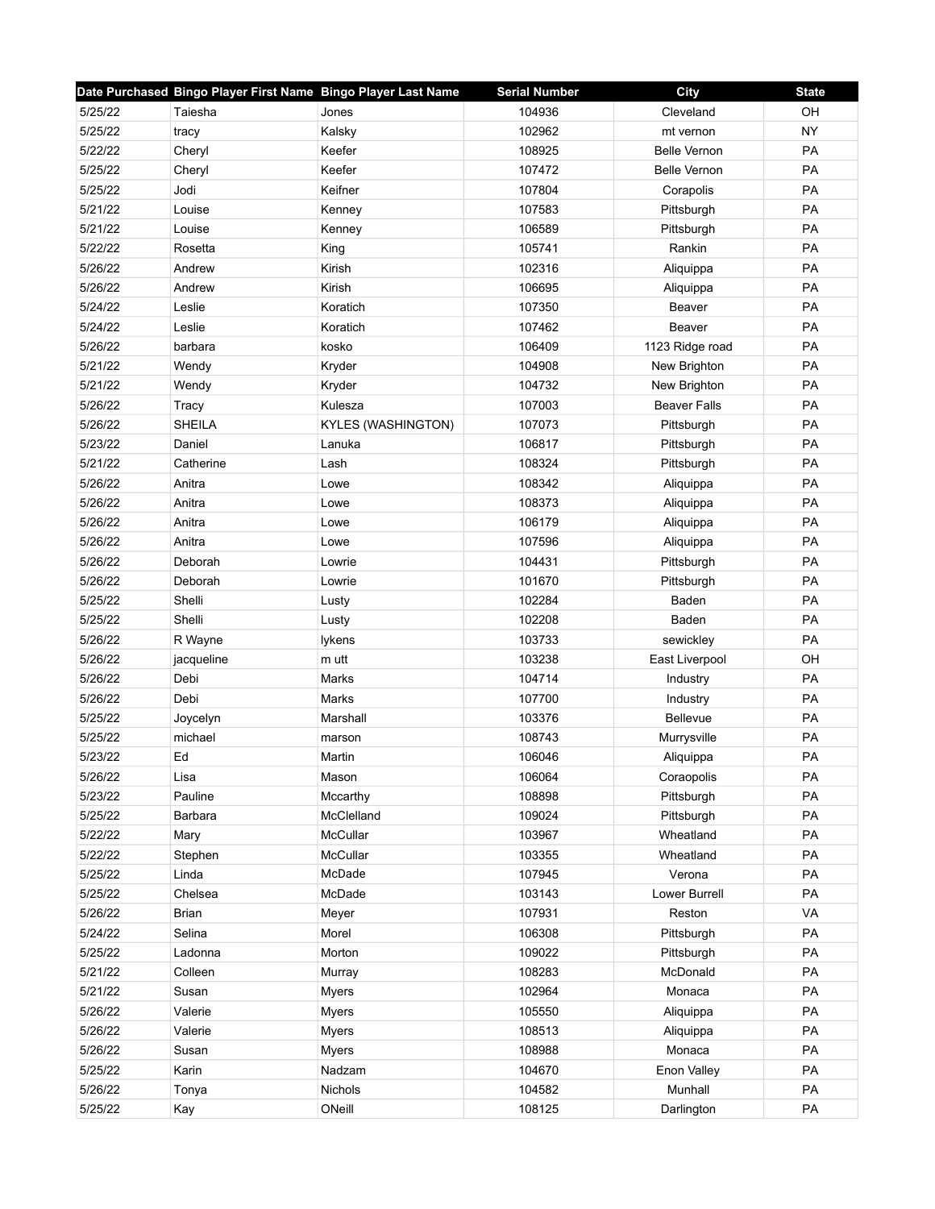| Date Purchased | Bingo Player First Name | Bingo Player Last Name | Serial Number | City | State |
|---|---|---|---|---|---|
| 5/25/22 | Taiesha | Jones | 104936 | Cleveland | OH |
| 5/25/22 | tracy | Kalsky | 102962 | mt vernon | NY |
| 5/22/22 | Cheryl | Keefer | 108925 | Belle Vernon | PA |
| 5/25/22 | Cheryl | Keefer | 107472 | Belle Vernon | PA |
| 5/25/22 | Jodi | Keifner | 107804 | Corapolis | PA |
| 5/21/22 | Louise | Kenney | 107583 | Pittsburgh | PA |
| 5/21/22 | Louise | Kenney | 106589 | Pittsburgh | PA |
| 5/22/22 | Rosetta | King | 105741 | Rankin | PA |
| 5/26/22 | Andrew | Kirish | 102316 | Aliquippa | PA |
| 5/26/22 | Andrew | Kirish | 106695 | Aliquippa | PA |
| 5/24/22 | Leslie | Koratich | 107350 | Beaver | PA |
| 5/24/22 | Leslie | Koratich | 107462 | Beaver | PA |
| 5/26/22 | barbara | kosko | 106409 | 1123 Ridge road | PA |
| 5/21/22 | Wendy | Kryder | 104908 | New Brighton | PA |
| 5/21/22 | Wendy | Kryder | 104732 | New Brighton | PA |
| 5/26/22 | Tracy | Kulesza | 107003 | Beaver Falls | PA |
| 5/26/22 | SHEILA | KYLES (WASHINGTON) | 107073 | Pittsburgh | PA |
| 5/23/22 | Daniel | Lanuka | 106817 | Pittsburgh | PA |
| 5/21/22 | Catherine | Lash | 108324 | Pittsburgh | PA |
| 5/26/22 | Anitra | Lowe | 108342 | Aliquippa | PA |
| 5/26/22 | Anitra | Lowe | 108373 | Aliquippa | PA |
| 5/26/22 | Anitra | Lowe | 106179 | Aliquippa | PA |
| 5/26/22 | Anitra | Lowe | 107596 | Aliquippa | PA |
| 5/26/22 | Deborah | Lowrie | 104431 | Pittsburgh | PA |
| 5/26/22 | Deborah | Lowrie | 101670 | Pittsburgh | PA |
| 5/25/22 | Shelli | Lusty | 102284 | Baden | PA |
| 5/25/22 | Shelli | Lusty | 102208 | Baden | PA |
| 5/26/22 | R Wayne | lykens | 103733 | sewickley | PA |
| 5/26/22 | jacqueline | m utt | 103238 | East Liverpool | OH |
| 5/26/22 | Debi | Marks | 104714 | Industry | PA |
| 5/26/22 | Debi | Marks | 107700 | Industry | PA |
| 5/25/22 | Joycelyn | Marshall | 103376 | Bellevue | PA |
| 5/25/22 | michael | marson | 108743 | Murrysville | PA |
| 5/23/22 | Ed | Martin | 106046 | Aliquippa | PA |
| 5/26/22 | Lisa | Mason | 106064 | Coraopolis | PA |
| 5/23/22 | Pauline | Mccarthy | 108898 | Pittsburgh | PA |
| 5/25/22 | Barbara | McClelland | 109024 | Pittsburgh | PA |
| 5/22/22 | Mary | McCullar | 103967 | Wheatland | PA |
| 5/22/22 | Stephen | McCullar | 103355 | Wheatland | PA |
| 5/25/22 | Linda | McDade | 107945 | Verona | PA |
| 5/25/22 | Chelsea | McDade | 103143 | Lower Burrell | PA |
| 5/26/22 | Brian | Meyer | 107931 | Reston | VA |
| 5/24/22 | Selina | Morel | 106308 | Pittsburgh | PA |
| 5/25/22 | Ladonna | Morton | 109022 | Pittsburgh | PA |
| 5/21/22 | Colleen | Murray | 108283 | McDonald | PA |
| 5/21/22 | Susan | Myers | 102964 | Monaca | PA |
| 5/26/22 | Valerie | Myers | 105550 | Aliquippa | PA |
| 5/26/22 | Valerie | Myers | 108513 | Aliquippa | PA |
| 5/26/22 | Susan | Myers | 108988 | Monaca | PA |
| 5/25/22 | Karin | Nadzam | 104670 | Enon Valley | PA |
| 5/26/22 | Tonya | Nichols | 104582 | Munhall | PA |
| 5/25/22 | Kay | ONeill | 108125 | Darlington | PA |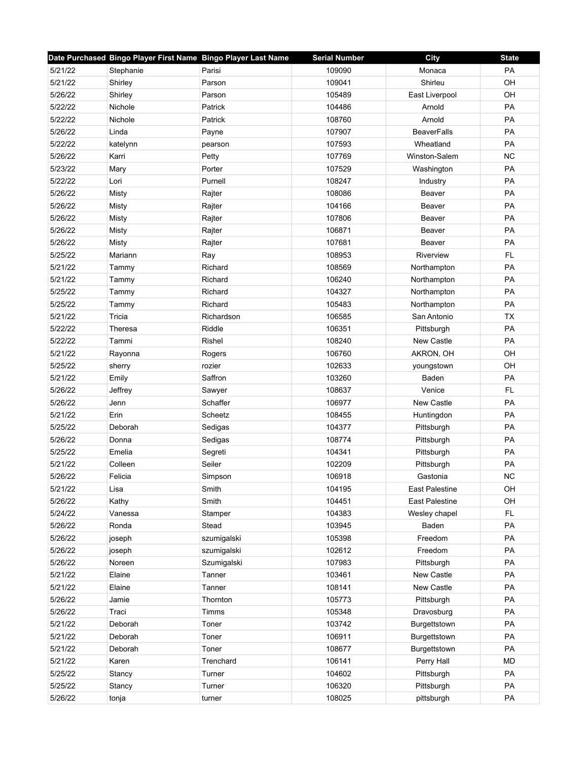| Date Purchased | Bingo Player First Name | Bingo Player Last Name | Serial Number | City | State |
|---|---|---|---|---|---|
| 5/21/22 | Stephanie | Parisi | 109090 | Monaca | PA |
| 5/21/22 | Shirley | Parson | 109041 | Shirleu | OH |
| 5/26/22 | Shirley | Parson | 105489 | East Liverpool | OH |
| 5/22/22 | Nichole | Patrick | 104486 | Arnold | PA |
| 5/22/22 | Nichole | Patrick | 108760 | Arnold | PA |
| 5/26/22 | Linda | Payne | 107907 | BeaverFalls | PA |
| 5/22/22 | katelynn | pearson | 107593 | Wheatland | PA |
| 5/26/22 | Karri | Petty | 107769 | Winston-Salem | NC |
| 5/23/22 | Mary | Porter | 107529 | Washington | PA |
| 5/22/22 | Lori | Purnell | 108247 | Industry | PA |
| 5/26/22 | Misty | Rajter | 108086 | Beaver | PA |
| 5/26/22 | Misty | Rajter | 104166 | Beaver | PA |
| 5/26/22 | Misty | Rajter | 107806 | Beaver | PA |
| 5/26/22 | Misty | Rajter | 106871 | Beaver | PA |
| 5/26/22 | Misty | Rajter | 107681 | Beaver | PA |
| 5/25/22 | Mariann | Ray | 108953 | Riverview | FL |
| 5/21/22 | Tammy | Richard | 108569 | Northampton | PA |
| 5/21/22 | Tammy | Richard | 106240 | Northampton | PA |
| 5/25/22 | Tammy | Richard | 104327 | Northampton | PA |
| 5/25/22 | Tammy | Richard | 105483 | Northampton | PA |
| 5/21/22 | Tricia | Richardson | 106585 | San Antonio | TX |
| 5/22/22 | Theresa | Riddle | 106351 | Pittsburgh | PA |
| 5/22/22 | Tammi | Rishel | 108240 | New Castle | PA |
| 5/21/22 | Rayonna | Rogers | 106760 | AKRON, OH | OH |
| 5/25/22 | sherry | rozier | 102633 | youngstown | OH |
| 5/21/22 | Emily | Saffron | 103260 | Baden | PA |
| 5/26/22 | Jeffrey | Sawyer | 108637 | Venice | FL |
| 5/26/22 | Jenn | Schaffer | 106977 | New Castle | PA |
| 5/21/22 | Erin | Scheetz | 108455 | Huntingdon | PA |
| 5/25/22 | Deborah | Sedigas | 104377 | Pittsburgh | PA |
| 5/26/22 | Donna | Sedigas | 108774 | Pittsburgh | PA |
| 5/25/22 | Emelia | Segreti | 104341 | Pittsburgh | PA |
| 5/21/22 | Colleen | Seiler | 102209 | Pittsburgh | PA |
| 5/26/22 | Felicia | Simpson | 106918 | Gastonia | NC |
| 5/21/22 | Lisa | Smith | 104195 | East Palestine | OH |
| 5/26/22 | Kathy | Smith | 104451 | East Palestine | OH |
| 5/24/22 | Vanessa | Stamper | 104383 | Wesley chapel | FL |
| 5/26/22 | Ronda | Stead | 103945 | Baden | PA |
| 5/26/22 | joseph | szumigalski | 105398 | Freedom | PA |
| 5/26/22 | joseph | szumigalski | 102612 | Freedom | PA |
| 5/26/22 | Noreen | Szumigalski | 107983 | Pittsburgh | PA |
| 5/21/22 | Elaine | Tanner | 103461 | New Castle | PA |
| 5/21/22 | Elaine | Tanner | 108141 | New Castle | PA |
| 5/26/22 | Jamie | Thornton | 105773 | Pittsburgh | PA |
| 5/26/22 | Traci | Timms | 105348 | Dravosburg | PA |
| 5/21/22 | Deborah | Toner | 103742 | Burgettstown | PA |
| 5/21/22 | Deborah | Toner | 106911 | Burgettstown | PA |
| 5/21/22 | Deborah | Toner | 108677 | Burgettstown | PA |
| 5/21/22 | Karen | Trenchard | 106141 | Perry Hall | MD |
| 5/25/22 | Stancy | Turner | 104602 | Pittsburgh | PA |
| 5/25/22 | Stancy | Turner | 106320 | Pittsburgh | PA |
| 5/26/22 | tonja | turner | 108025 | pittsburgh | PA |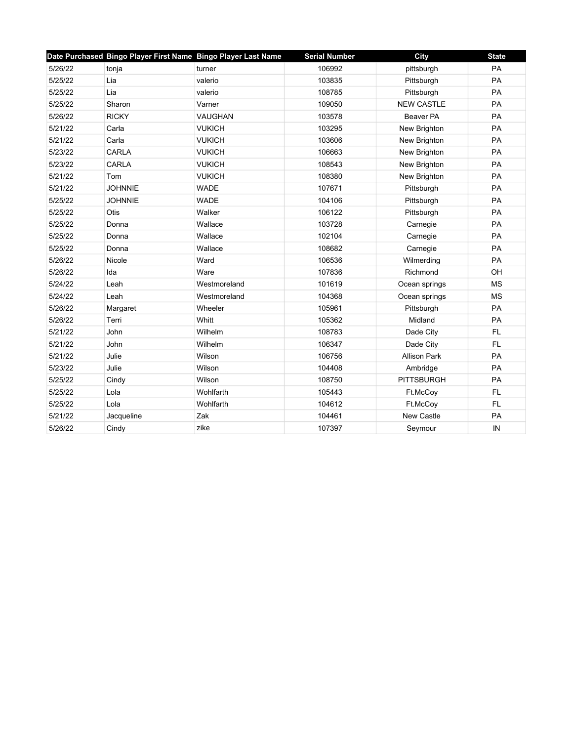| Date Purchased | Bingo Player First Name | Bingo Player Last Name | Serial Number | City | State |
|---|---|---|---|---|---|
| 5/26/22 | tonja | turner | 106992 | pittsburgh | PA |
| 5/25/22 | Lia | valerio | 103835 | Pittsburgh | PA |
| 5/25/22 | Lia | valerio | 108785 | Pittsburgh | PA |
| 5/25/22 | Sharon | Varner | 109050 | NEW CASTLE | PA |
| 5/26/22 | RICKY | VAUGHAN | 103578 | Beaver PA | PA |
| 5/21/22 | Carla | VUKICH | 103295 | New Brighton | PA |
| 5/21/22 | Carla | VUKICH | 103606 | New Brighton | PA |
| 5/23/22 | CARLA | VUKICH | 106663 | New Brighton | PA |
| 5/23/22 | CARLA | VUKICH | 108543 | New Brighton | PA |
| 5/21/22 | Tom | VUKICH | 108380 | New Brighton | PA |
| 5/21/22 | JOHNNIE | WADE | 107671 | Pittsburgh | PA |
| 5/25/22 | JOHNNIE | WADE | 104106 | Pittsburgh | PA |
| 5/25/22 | Otis | Walker | 106122 | Pittsburgh | PA |
| 5/25/22 | Donna | Wallace | 103728 | Carnegie | PA |
| 5/25/22 | Donna | Wallace | 102104 | Carnegie | PA |
| 5/25/22 | Donna | Wallace | 108682 | Carnegie | PA |
| 5/26/22 | Nicole | Ward | 106536 | Wilmerding | PA |
| 5/26/22 | Ida | Ware | 107836 | Richmond | OH |
| 5/24/22 | Leah | Westmoreland | 101619 | Ocean springs | MS |
| 5/24/22 | Leah | Westmoreland | 104368 | Ocean springs | MS |
| 5/26/22 | Margaret | Wheeler | 105961 | Pittsburgh | PA |
| 5/26/22 | Terri | Whitt | 105362 | Midland | PA |
| 5/21/22 | John | Wilhelm | 108783 | Dade City | FL |
| 5/21/22 | John | Wilhelm | 106347 | Dade City | FL |
| 5/21/22 | Julie | Wilson | 106756 | Allison Park | PA |
| 5/23/22 | Julie | Wilson | 104408 | Ambridge | PA |
| 5/25/22 | Cindy | Wilson | 108750 | PITTSBURGH | PA |
| 5/25/22 | Lola | Wohlfarth | 105443 | Ft.McCoy | FL |
| 5/25/22 | Lola | Wohlfarth | 104612 | Ft.McCoy | FL |
| 5/21/22 | Jacqueline | Zak | 104461 | New Castle | PA |
| 5/26/22 | Cindy | zike | 107397 | Seymour | IN |